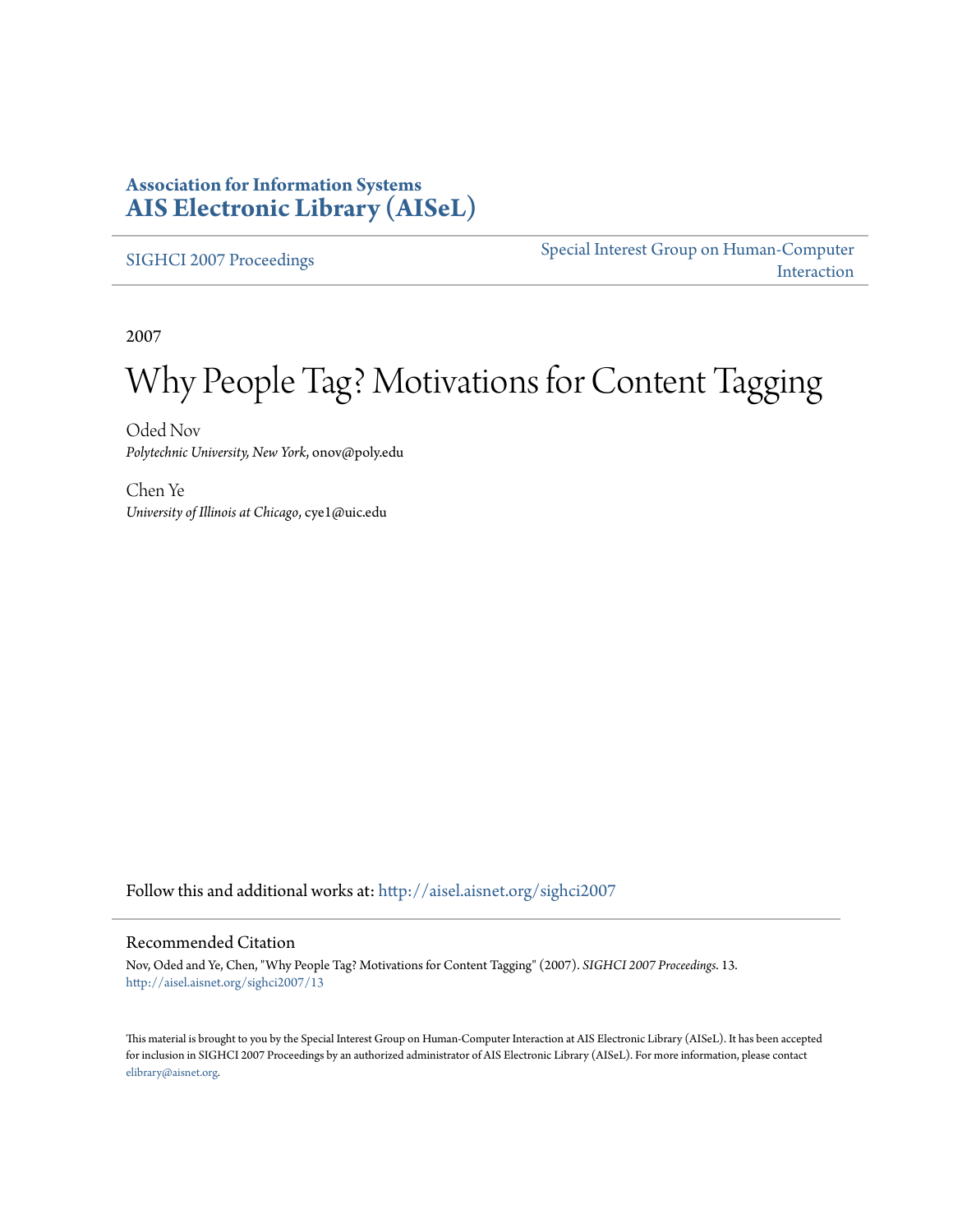**Association for Information Systems**
**AIS Electronic Library (AISeL)**

SIGHCI 2007 Proceedings

Special Interest Group on Human-Computer Interaction

2007

# Why People Tag? Motivations for Content Tagging

Oded Nov
*Polytechnic University, New York*, onov@poly.edu

Chen Ye
*University of Illinois at Chicago*, cye1@uic.edu

Follow this and additional works at: http://aisel.aisnet.org/sighci2007

## Recommended Citation

Nov, Oded and Ye, Chen, "Why People Tag? Motivations for Content Tagging" (2007). *SIGHCI 2007 Proceedings*. 13.
http://aisel.aisnet.org/sighci2007/13

This material is brought to you by the Special Interest Group on Human-Computer Interaction at AIS Electronic Library (AISeL). It has been accepted for inclusion in SIGHCI 2007 Proceedings by an authorized administrator of AIS Electronic Library (AISeL). For more information, please contact elibrary@aisnet.org.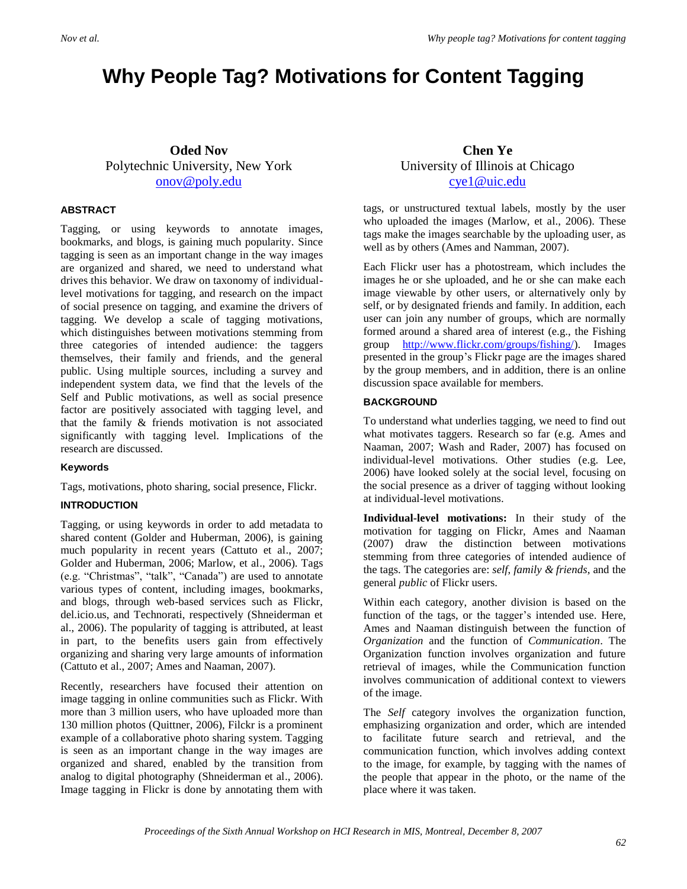# Why People Tag? Motivations for Content Tagging

**Oded Nov**
Polytechnic University, New York
onov@poly.edu

**Chen Ye**
University of Illinois at Chicago
cye1@uic.edu

## ABSTRACT

Tagging, or using keywords to annotate images, bookmarks, and blogs, is gaining much popularity. Since tagging is seen as an important change in the way images are organized and shared, we need to understand what drives this behavior. We draw on taxonomy of individual-level motivations for tagging, and research on the impact of social presence on tagging, and examine the drivers of tagging. We develop a scale of tagging motivations, which distinguishes between motivations stemming from three categories of intended audience: the taggers themselves, their family and friends, and the general public. Using multiple sources, including a survey and independent system data, we find that the levels of the Self and Public motivations, as well as social presence factor are positively associated with tagging level, and that the family & friends motivation is not associated significantly with tagging level. Implications of the research are discussed.

### Keywords

Tags, motivations, photo sharing, social presence, Flickr.

## INTRODUCTION

Tagging, or using keywords in order to add metadata to shared content (Golder and Huberman, 2006), is gaining much popularity in recent years (Cattuto et al., 2007; Golder and Huberman, 2006; Marlow, et al., 2006). Tags (e.g. "Christmas", "talk", "Canada") are used to annotate various types of content, including images, bookmarks, and blogs, through web-based services such as Flickr, del.icio.us, and Technorati, respectively (Shneiderman et al., 2006). The popularity of tagging is attributed, at least in part, to the benefits users gain from effectively organizing and sharing very large amounts of information (Cattuto et al., 2007; Ames and Naaman, 2007).

Recently, researchers have focused their attention on image tagging in online communities such as Flickr. With more than 3 million users, who have uploaded more than 130 million photos (Quittner, 2006), Filckr is a prominent example of a collaborative photo sharing system. Tagging is seen as an important change in the way images are organized and shared, enabled by the transition from analog to digital photography (Shneiderman et al., 2006). Image tagging in Flickr is done by annotating them with tags, or unstructured textual labels, mostly by the user who uploaded the images (Marlow, et al., 2006). These tags make the images searchable by the uploading user, as well as by others (Ames and Namman, 2007).

Each Flickr user has a photostream, which includes the images he or she uploaded, and he or she can make each image viewable by other users, or alternatively only by self, or by designated friends and family. In addition, each user can join any number of groups, which are normally formed around a shared area of interest (e.g., the Fishing group http://www.flickr.com/groups/fishing/). Images presented in the group's Flickr page are the images shared by the group members, and in addition, there is an online discussion space available for members.

## BACKGROUND

To understand what underlies tagging, we need to find out what motivates taggers. Research so far (e.g. Ames and Naaman, 2007; Wash and Rader, 2007) has focused on individual-level motivations. Other studies (e.g. Lee, 2006) have looked solely at the social level, focusing on the social presence as a driver of tagging without looking at individual-level motivations.

**Individual-level motivations:** In their study of the motivation for tagging on Flickr, Ames and Naaman (2007) draw the distinction between motivations stemming from three categories of intended audience of the tags. The categories are: *self*, *family & friends*, and the general *public* of Flickr users.

Within each category, another division is based on the function of the tags, or the tagger's intended use. Here, Ames and Naaman distinguish between the function of *Organization* and the function of *Communication*. The Organization function involves organization and future retrieval of images, while the Communication function involves communication of additional context to viewers of the image.

The *Self* category involves the organization function, emphasizing organization and order, which are intended to facilitate future search and retrieval, and the communication function, which involves adding context to the image, for example, by tagging with the names of the people that appear in the photo, or the name of the place where it was taken.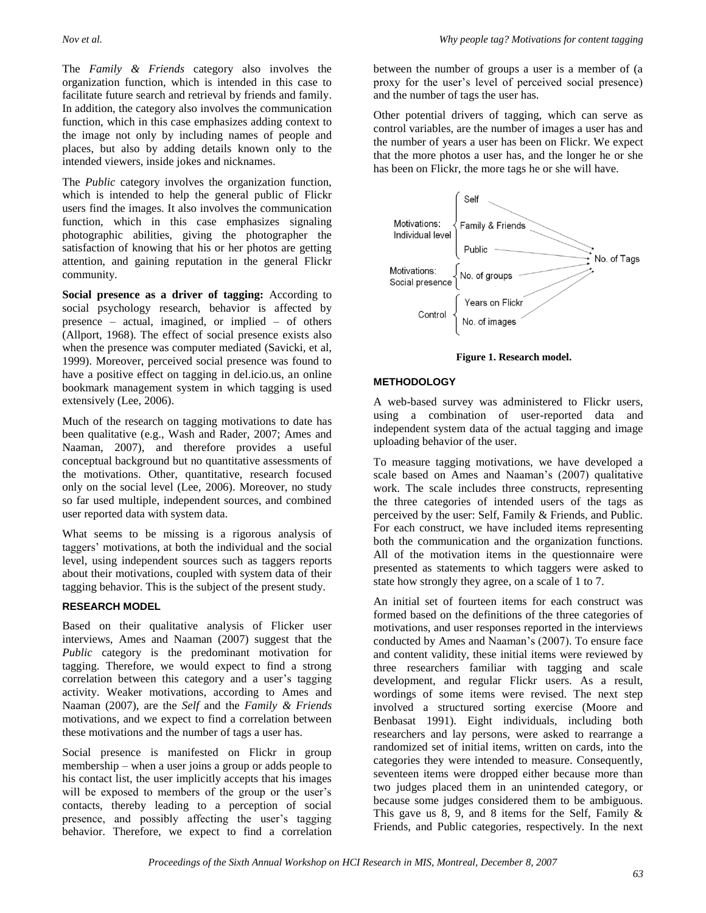The *Family & Friends* category also involves the organization function, which is intended in this case to facilitate future search and retrieval by friends and family. In addition, the category also involves the communication function, which in this case emphasizes adding context to the image not only by including names of people and places, but also by adding details known only to the intended viewers, inside jokes and nicknames.

The *Public* category involves the organization function, which is intended to help the general public of Flickr users find the images. It also involves the communication function, which in this case emphasizes signaling photographic abilities, giving the photographer the satisfaction of knowing that his or her photos are getting attention, and gaining reputation in the general Flickr community.

**Social presence as a driver of tagging:** According to social psychology research, behavior is affected by presence – actual, imagined, or implied – of others (Allport, 1968). The effect of social presence exists also when the presence was computer mediated (Savicki, et al, 1999). Moreover, perceived social presence was found to have a positive effect on tagging in del.icio.us, an online bookmark management system in which tagging is used extensively (Lee, 2006).

Much of the research on tagging motivations to date has been qualitative (e.g., Wash and Rader, 2007; Ames and Naaman, 2007), and therefore provides a useful conceptual background but no quantitative assessments of the motivations. Other, quantitative, research focused only on the social level (Lee, 2006). Moreover, no study so far used multiple, independent sources, and combined user reported data with system data.

What seems to be missing is a rigorous analysis of taggers' motivations, at both the individual and the social level, using independent sources such as taggers reports about their motivations, coupled with system data of their tagging behavior. This is the subject of the present study.

## RESEARCH MODEL

Based on their qualitative analysis of Flicker user interviews, Ames and Naaman (2007) suggest that the *Public* category is the predominant motivation for tagging. Therefore, we would expect to find a strong correlation between this category and a user's tagging activity. Weaker motivations, according to Ames and Naaman (2007), are the *Self* and the *Family & Friends* motivations, and we expect to find a correlation between these motivations and the number of tags a user has.

Social presence is manifested on Flickr in group membership – when a user joins a group or adds people to his contact list, the user implicitly accepts that his images will be exposed to members of the group or the user's contacts, thereby leading to a perception of social presence, and possibly affecting the user's tagging behavior. Therefore, we expect to find a correlation between the number of groups a user is a member of (a proxy for the user's level of perceived social presence) and the number of tags the user has.

Other potential drivers of tagging, which can serve as control variables, are the number of images a user has and the number of years a user has been on Flickr. We expect that the more photos a user has, and the longer he or she has been on Flickr, the more tags he or she will have.

Motivations: Individual level { Self, Family & Friends, Public } → No. of Tags
Motivations: Social presence { No. of groups } → No. of Tags
Control { Years on Flickr, No. of images } → No. of Tags

**Figure 1. Research model.**

## METHODOLOGY

A web-based survey was administered to Flickr users, using a combination of user-reported data and independent system data of the actual tagging and image uploading behavior of the user.

To measure tagging motivations, we have developed a scale based on Ames and Naaman's (2007) qualitative work. The scale includes three constructs, representing the three categories of intended users of the tags as perceived by the user: Self, Family & Friends, and Public. For each construct, we have included items representing both the communication and the organization functions. All of the motivation items in the questionnaire were presented as statements to which taggers were asked to state how strongly they agree, on a scale of 1 to 7.

An initial set of fourteen items for each construct was formed based on the definitions of the three categories of motivations, and user responses reported in the interviews conducted by Ames and Naaman's (2007). To ensure face and content validity, these initial items were reviewed by three researchers familiar with tagging and scale development, and regular Flickr users. As a result, wordings of some items were revised. The next step involved a structured sorting exercise (Moore and Benbasat 1991). Eight individuals, including both researchers and lay persons, were asked to rearrange a randomized set of initial items, written on cards, into the categories they were intended to measure. Consequently, seventeen items were dropped either because more than two judges placed them in an unintended category, or because some judges considered them to be ambiguous. This gave us 8, 9, and 8 items for the Self, Family & Friends, and Public categories, respectively. In the next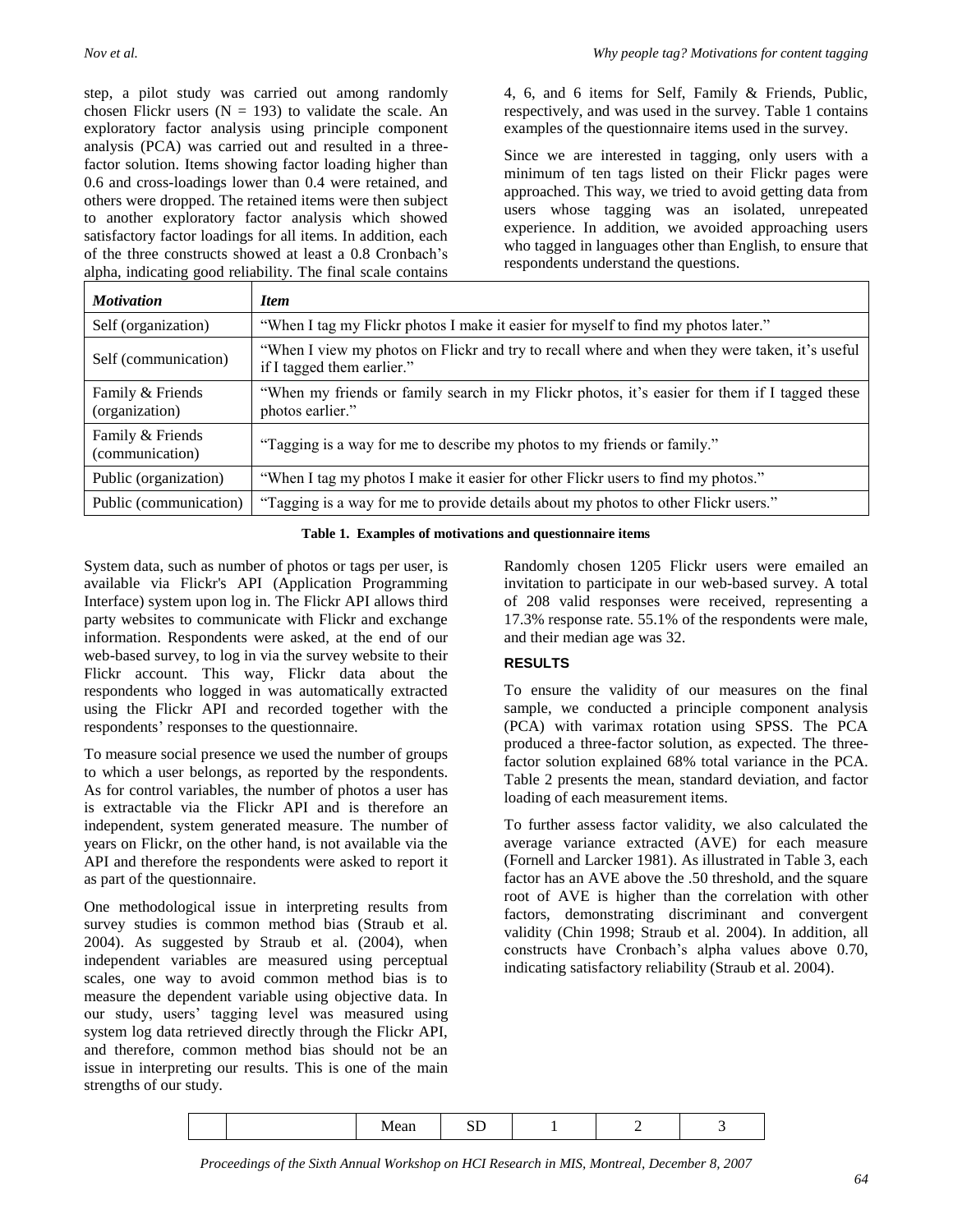step, a pilot study was carried out among randomly chosen Flickr users (N = 193) to validate the scale. An exploratory factor analysis using principle component analysis (PCA) was carried out and resulted in a three-factor solution. Items showing factor loading higher than 0.6 and cross-loadings lower than 0.4 were retained, and others were dropped. The retained items were then subject to another exploratory factor analysis which showed satisfactory factor loadings for all items. In addition, each of the three constructs showed at least a 0.8 Cronbach's alpha, indicating good reliability. The final scale contains 4, 6, and 6 items for Self, Family & Friends, Public, respectively, and was used in the survey. Table 1 contains examples of the questionnaire items used in the survey.

Since we are interested in tagging, only users with a minimum of ten tags listed on their Flickr pages were approached. This way, we tried to avoid getting data from users whose tagging was an isolated, unrepeated experience. In addition, we avoided approaching users who tagged in languages other than English, to ensure that respondents understand the questions.

| ***Motivation*** | ***Item*** |
|---|---|
| Self (organization) | "When I tag my Flickr photos I make it easier for myself to find my photos later." |
| Self (communication) | "When I view my photos on Flickr and try to recall where and when they were taken, it's useful if I tagged them earlier." |
| Family & Friends (organization) | "When my friends or family search in my Flickr photos, it's easier for them if I tagged these photos earlier." |
| Family & Friends (communication) | "Tagging is a way for me to describe my photos to my friends or family." |
| Public (organization) | "When I tag my photos I make it easier for other Flickr users to find my photos." |
| Public (communication) | "Tagging is a way for me to provide details about my photos to other Flickr users." |

**Table 1. Examples of motivations and questionnaire items**

System data, such as number of photos or tags per user, is available via Flickr's API (Application Programming Interface) system upon log in. The Flickr API allows third party websites to communicate with Flickr and exchange information. Respondents were asked, at the end of our web-based survey, to log in via the survey website to their Flickr account. This way, Flickr data about the respondents who logged in was automatically extracted using the Flickr API and recorded together with the respondents' responses to the questionnaire.

To measure social presence we used the number of groups to which a user belongs, as reported by the respondents. As for control variables, the number of photos a user has is extractable via the Flickr API and is therefore an independent, system generated measure. The number of years on Flickr, on the other hand, is not available via the API and therefore the respondents were asked to report it as part of the questionnaire.

One methodological issue in interpreting results from survey studies is common method bias (Straub et al. 2004). As suggested by Straub et al. (2004), when independent variables are measured using perceptual scales, one way to avoid common method bias is to measure the dependent variable using objective data. In our study, users' tagging level was measured using system log data retrieved directly through the Flickr API, and therefore, common method bias should not be an issue in interpreting our results. This is one of the main strengths of our study.

Randomly chosen 1205 Flickr users were emailed an invitation to participate in our web-based survey. A total of 208 valid responses were received, representing a 17.3% response rate. 55.1% of the respondents were male, and their median age was 32.

## RESULTS

To ensure the validity of our measures on the final sample, we conducted a principle component analysis (PCA) with varimax rotation using SPSS. The PCA produced a three-factor solution, as expected. The three-factor solution explained 68% total variance in the PCA. Table 2 presents the mean, standard deviation, and factor loading of each measurement items.

To further assess factor validity, we also calculated the average variance extracted (AVE) for each measure (Fornell and Larcker 1981). As illustrated in Table 3, each factor has an AVE above the .50 threshold, and the square root of AVE is higher than the correlation with other factors, demonstrating discriminant and convergent validity (Chin 1998; Straub et al. 2004). In addition, all constructs have Cronbach's alpha values above 0.70, indicating satisfactory reliability (Straub et al. 2004).

| | | Mean | SD | 1 | 2 | 3 |
|---|---|---|---|---|---|---|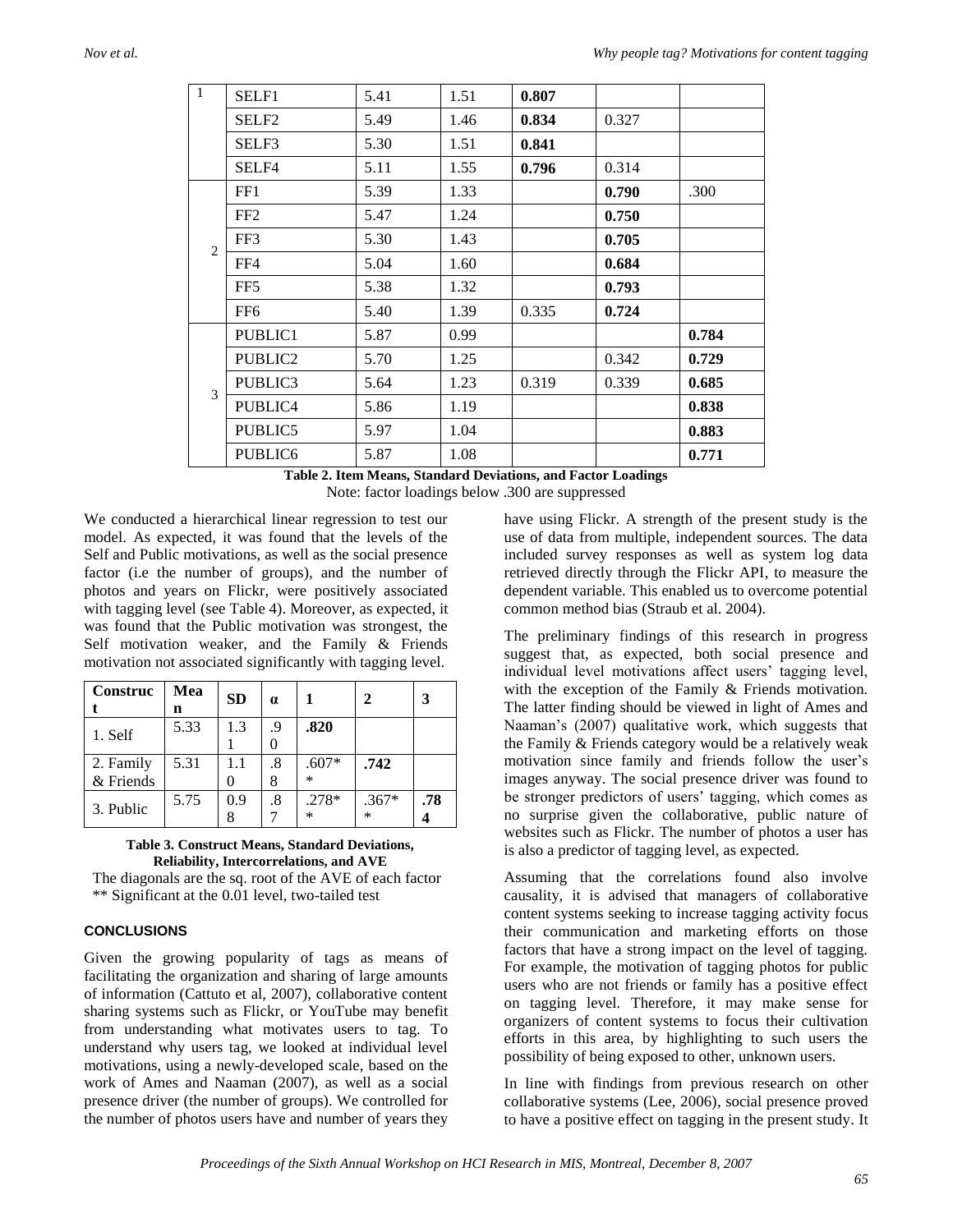| | | | | | | |
|---|---|---|---|---|---|---|
| 1 | SELF1 | 5.41 | 1.51 | **0.807** | | |
| | SELF2 | 5.49 | 1.46 | **0.834** | 0.327 | |
| | SELF3 | 5.30 | 1.51 | **0.841** | | |
| | SELF4 | 5.11 | 1.55 | **0.796** | 0.314 | |
| 2 | FF1 | 5.39 | 1.33 | | **0.790** | .300 |
| | FF2 | 5.47 | 1.24 | | **0.750** | |
| | FF3 | 5.30 | 1.43 | | **0.705** | |
| | FF4 | 5.04 | 1.60 | | **0.684** | |
| | FF5 | 5.38 | 1.32 | | **0.793** | |
| | FF6 | 5.40 | 1.39 | 0.335 | **0.724** | |
| 3 | PUBLIC1 | 5.87 | 0.99 | | | **0.784** |
| | PUBLIC2 | 5.70 | 1.25 | | 0.342 | **0.729** |
| | PUBLIC3 | 5.64 | 1.23 | 0.319 | 0.339 | **0.685** |
| | PUBLIC4 | 5.86 | 1.19 | | | **0.838** |
| | PUBLIC5 | 5.97 | 1.04 | | | **0.883** |
| | PUBLIC6 | 5.87 | 1.08 | | | **0.771** |

**Table 2. Item Means, Standard Deviations, and Factor Loadings**

Note: factor loadings below .300 are suppressed

We conducted a hierarchical linear regression to test our model. As expected, it was found that the levels of the Self and Public motivations, as well as the social presence factor (i.e the number of groups), and the number of photos and years on Flickr, were positively associated with tagging level (see Table 4). Moreover, as expected, it was found that the Public motivation was strongest, the Self motivation weaker, and the Family & Friends motivation not associated significantly with tagging level.

| Construct | Mean | SD | α | 1 | 2 | 3 |
|---|---|---|---|---|---|---|
| 1. Self | 5.33 | 1.31 | .90 | **.820** | | |
| 2. Family & Friends | 5.31 | 1.10 | .88 | .607** | **.742** | |
| 3. Public | 5.75 | 0.98 | .87 | .278** | .367** | **.784** |

**Table 3. Construct Means, Standard Deviations, Reliability, Intercorrelations, and AVE**

The diagonals are the sq. root of the AVE of each factor

** Significant at the 0.01 level, two-tailed test

### CONCLUSIONS

Given the growing popularity of tags as means of facilitating the organization and sharing of large amounts of information (Cattuto et al, 2007), collaborative content sharing systems such as Flickr, or YouTube may benefit from understanding what motivates users to tag. To understand why users tag, we looked at individual level motivations, using a newly-developed scale, based on the work of Ames and Naaman (2007), as well as a social presence driver (the number of groups). We controlled for the number of photos users have and number of years they have using Flickr. A strength of the present study is the use of data from multiple, independent sources. The data included survey responses as well as system log data retrieved directly through the Flickr API, to measure the dependent variable. This enabled us to overcome potential common method bias (Straub et al. 2004).

The preliminary findings of this research in progress suggest that, as expected, both social presence and individual level motivations affect users' tagging level, with the exception of the Family & Friends motivation. The latter finding should be viewed in light of Ames and Naaman's (2007) qualitative work, which suggests that the Family & Friends category would be a relatively weak motivation since family and friends follow the user's images anyway. The social presence driver was found to be stronger predictors of users' tagging, which comes as no surprise given the collaborative, public nature of websites such as Flickr. The number of photos a user has is also a predictor of tagging level, as expected.

Assuming that the correlations found also involve causality, it is advised that managers of collaborative content systems seeking to increase tagging activity focus their communication and marketing efforts on those factors that have a strong impact on the level of tagging. For example, the motivation of tagging photos for public users who are not friends or family has a positive effect on tagging level. Therefore, it may make sense for organizers of content systems to focus their cultivation efforts in this area, by highlighting to such users the possibility of being exposed to other, unknown users.

In line with findings from previous research on other collaborative systems (Lee, 2006), social presence proved to have a positive effect on tagging in the present study. It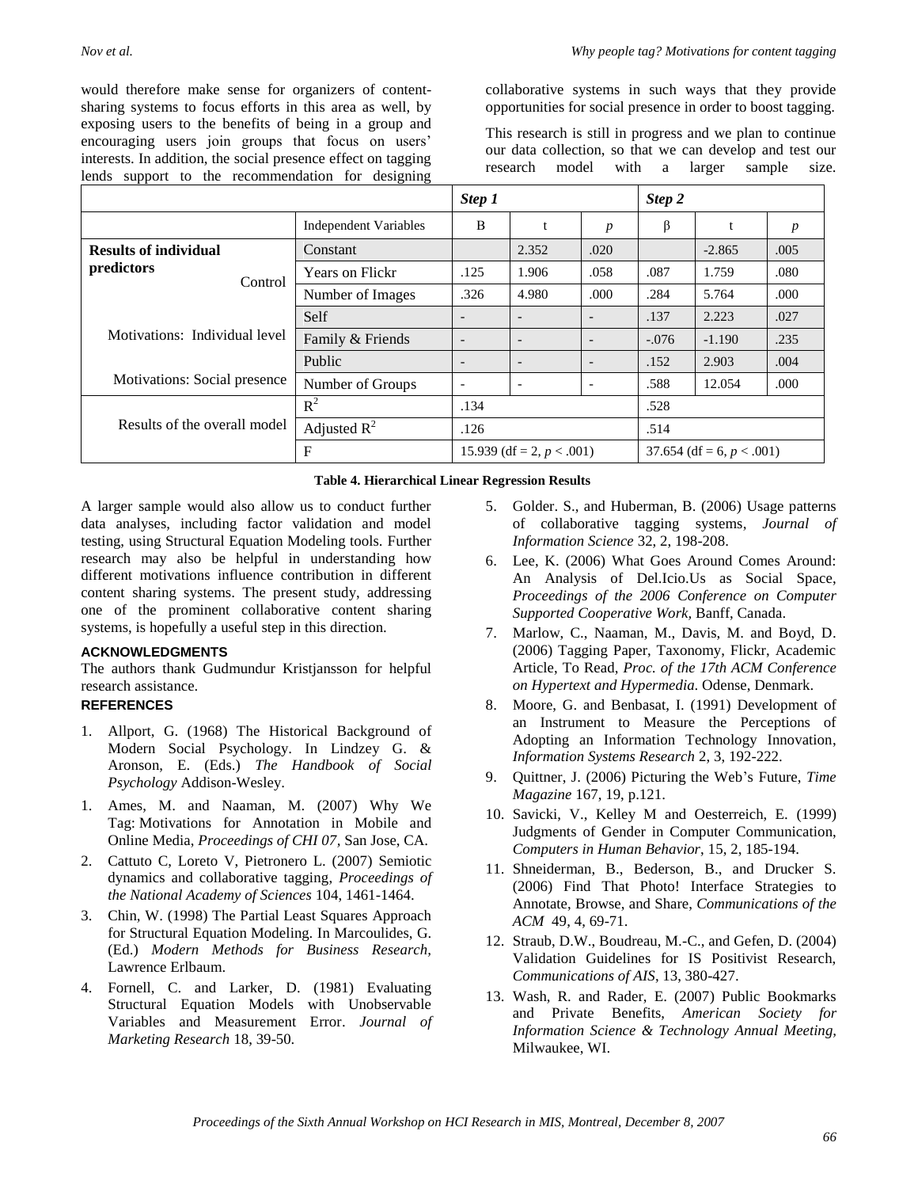would therefore make sense for organizers of content-sharing systems to focus efforts in this area as well, by exposing users to the benefits of being in a group and encouraging users join groups that focus on users' interests. In addition, the social presence effect on tagging lends support to the recommendation for designing collaborative systems in such ways that they provide opportunities for social presence in order to boost tagging.

This research is still in progress and we plan to continue our data collection, so that we can develop and test our research model with a larger sample size.

| | | *Step 1* | | | *Step 2* | | |
|---|---|---|---|---|---|---|---|
| | Independent Variables | B | t | *p* | β | t | *p* |
| **Results of individual predictors** Control | Constant | | 2.352 | .020 | | -2.865 | .005 |
| | Years on Flickr | .125 | 1.906 | .058 | .087 | 1.759 | .080 |
| | Number of Images | .326 | 4.980 | .000 | .284 | 5.764 | .000 |
| Motivations: Individual level | Self | - | - | - | .137 | 2.223 | .027 |
| | Family & Friends | - | - | - | -.076 | -1.190 | .235 |
| | Public | - | - | - | .152 | 2.903 | .004 |
| Motivations: Social presence | Number of Groups | - | - | - | .588 | 12.054 | .000 |
| Results of the overall model | $R^2$ | .134 | | | .528 | | |
| | Adjusted $R^2$ | .126 | | | .514 | | |
| | F | 15.939 (df = 2, $p < .001$) | | | 37.654 (df = 6, $p < .001$) | | |

**Table 4. Hierarchical Linear Regression Results**

A larger sample would also allow us to conduct further data analyses, including factor validation and model testing, using Structural Equation Modeling tools. Further research may also be helpful in understanding how different motivations influence contribution in different content sharing systems. The present study, addressing one of the prominent collaborative content sharing systems, is hopefully a useful step in this direction.

### ACKNOWLEDGMENTS

The authors thank Gudmundur Kristjansson for helpful research assistance.

### REFERENCES

1. Allport, G. (1968) The Historical Background of Modern Social Psychology. In Lindzey G. & Aronson, E. (Eds.) *The Handbook of Social Psychology* Addison-Wesley.
1. Ames, M. and Naaman, M. (2007) Why We Tag: Motivations for Annotation in Mobile and Online Media, *Proceedings of CHI 07*, San Jose, CA.
2. Cattuto C, Loreto V, Pietronero L. (2007) Semiotic dynamics and collaborative tagging, *Proceedings of the National Academy of Sciences* 104, 1461-1464.
3. Chin, W. (1998) The Partial Least Squares Approach for Structural Equation Modeling. In Marcoulides, G. (Ed.) *Modern Methods for Business Research*, Lawrence Erlbaum.
4. Fornell, C. and Larker, D. (1981) Evaluating Structural Equation Models with Unobservable Variables and Measurement Error. *Journal of Marketing Research* 18, 39-50.
5. Golder. S., and Huberman, B. (2006) Usage patterns of collaborative tagging systems, *Journal of Information Science* 32, 2, 198-208.
6. Lee, K. (2006) What Goes Around Comes Around: An Analysis of Del.Icio.Us as Social Space, *Proceedings of the 2006 Conference on Computer Supported Cooperative Work,* Banff, Canada.
7. Marlow, C., Naaman, M., Davis, M. and Boyd, D. (2006) Tagging Paper, Taxonomy, Flickr, Academic Article, To Read, *Proc. of the 17th ACM Conference on Hypertext and Hypermedia*. Odense, Denmark.
8. Moore, G. and Benbasat, I. (1991) Development of an Instrument to Measure the Perceptions of Adopting an Information Technology Innovation, *Information Systems Research* 2, 3, 192-222.
9. Quittner, J. (2006) Picturing the Web's Future, *Time Magazine* 167, 19, p.121.
10. Savicki, V., Kelley M and Oesterreich, E. (1999) Judgments of Gender in Computer Communication, *Computers in Human Behavior*, 15, 2, 185-194.
11. Shneiderman, B., Bederson, B., and Drucker S. (2006) Find That Photo! Interface Strategies to Annotate, Browse, and Share, *Communications of the ACM* 49, 4, 69-71.
12. Straub, D.W., Boudreau, M.-C., and Gefen, D. (2004) Validation Guidelines for IS Positivist Research, *Communications of AIS*, 13, 380-427.
13. Wash, R. and Rader, E. (2007) Public Bookmarks and Private Benefits, *American Society for Information Science & Technology Annual Meeting,* Milwaukee, WI.